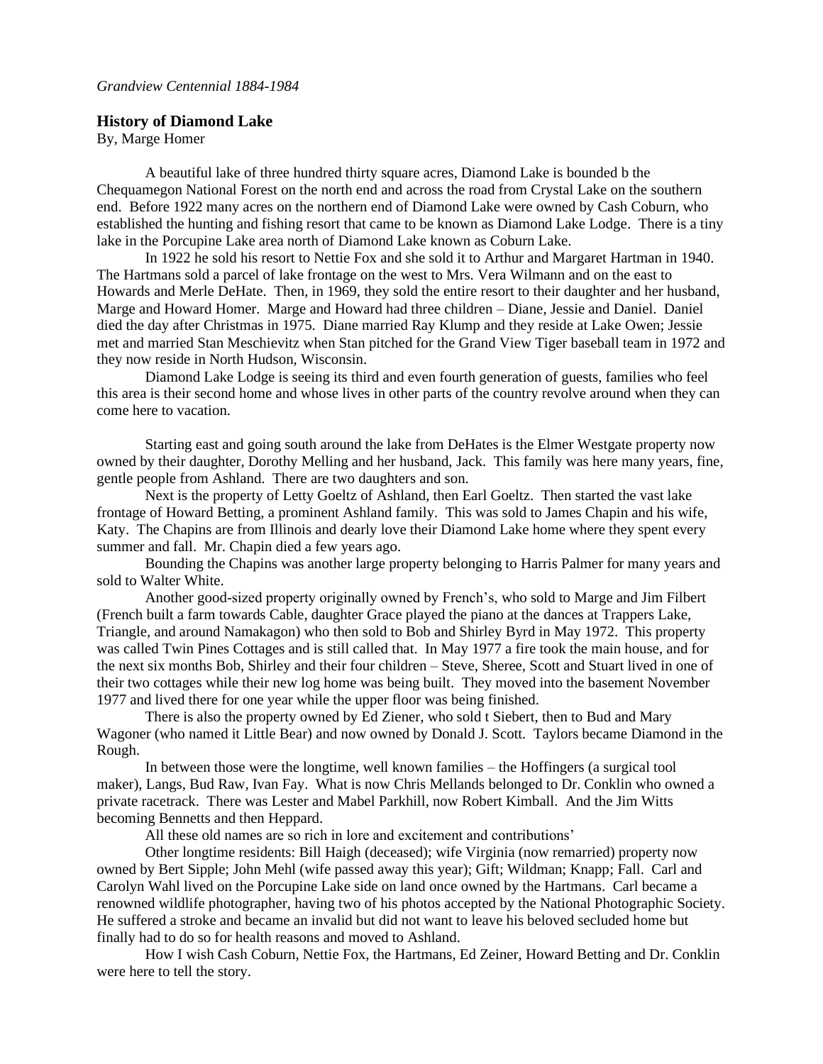*Grandview Centennial 1884-1984*

## History of Diamond Lake

By, Marge Homer

A beautiful lake of three hundred thirty square acres, Diamond Lake is bounded b the Chequamegon National Forest on the north end and across the road from Crystal Lake on the southern end. Before 1922 many acres on the northern end of Diamond Lake were owned by Cash Coburn, who established the hunting and fishing resort that came to be known as Diamond Lake Lodge. There is a tiny lake in the Porcupine Lake area north of Diamond Lake known as Coburn Lake.

In 1922 he sold his resort to Nettie Fox and she sold it to Arthur and Margaret Hartman in 1940. The Hartmans sold a parcel of lake frontage on the west to Mrs. Vera Wilmann and on the east to Howards and Merle DeHate. Then, in 1969, they sold the entire resort to their daughter and her husband, Marge and Howard Homer. Marge and Howard had three children – Diane, Jessie and Daniel. Daniel died the day after Christmas in 1975. Diane married Ray Klump and they reside at Lake Owen; Jessie met and married Stan Meschievitz when Stan pitched for the Grand View Tiger baseball team in 1972 and they now reside in North Hudson, Wisconsin.

Diamond Lake Lodge is seeing its third and even fourth generation of guests, families who feel this area is their second home and whose lives in other parts of the country revolve around when they can come here to vacation.

Starting east and going south around the lake from DeHates is the Elmer Westgate property now owned by their daughter, Dorothy Melling and her husband, Jack. This family was here many years, fine, gentle people from Ashland. There are two daughters and son.

Next is the property of Letty Goeltz of Ashland, then Earl Goeltz. Then started the vast lake frontage of Howard Betting, a prominent Ashland family. This was sold to James Chapin and his wife, Katy. The Chapins are from Illinois and dearly love their Diamond Lake home where they spent every summer and fall. Mr. Chapin died a few years ago.

Bounding the Chapins was another large property belonging to Harris Palmer for many years and sold to Walter White.

Another good-sized property originally owned by French's, who sold to Marge and Jim Filbert (French built a farm towards Cable, daughter Grace played the piano at the dances at Trappers Lake, Triangle, and around Namakagon) who then sold to Bob and Shirley Byrd in May 1972. This property was called Twin Pines Cottages and is still called that. In May 1977 a fire took the main house, and for the next six months Bob, Shirley and their four children – Steve, Sheree, Scott and Stuart lived in one of their two cottages while their new log home was being built. They moved into the basement November 1977 and lived there for one year while the upper floor was being finished.

There is also the property owned by Ed Ziener, who sold t Siebert, then to Bud and Mary Wagoner (who named it Little Bear) and now owned by Donald J. Scott. Taylors became Diamond in the Rough.

In between those were the longtime, well known families – the Hoffingers (a surgical tool maker), Langs, Bud Raw, Ivan Fay. What is now Chris Mellands belonged to Dr. Conklin who owned a private racetrack. There was Lester and Mabel Parkhill, now Robert Kimball. And the Jim Witts becoming Bennetts and then Heppard.

All these old names are so rich in lore and excitement and contributions'

Other longtime residents: Bill Haigh (deceased); wife Virginia (now remarried) property now owned by Bert Sipple; John Mehl (wife passed away this year); Gift; Wildman; Knapp; Fall. Carl and Carolyn Wahl lived on the Porcupine Lake side on land once owned by the Hartmans. Carl became a renowned wildlife photographer, having two of his photos accepted by the National Photographic Society. He suffered a stroke and became an invalid but did not want to leave his beloved secluded home but finally had to do so for health reasons and moved to Ashland.

How I wish Cash Coburn, Nettie Fox, the Hartmans, Ed Zeiner, Howard Betting and Dr. Conklin were here to tell the story.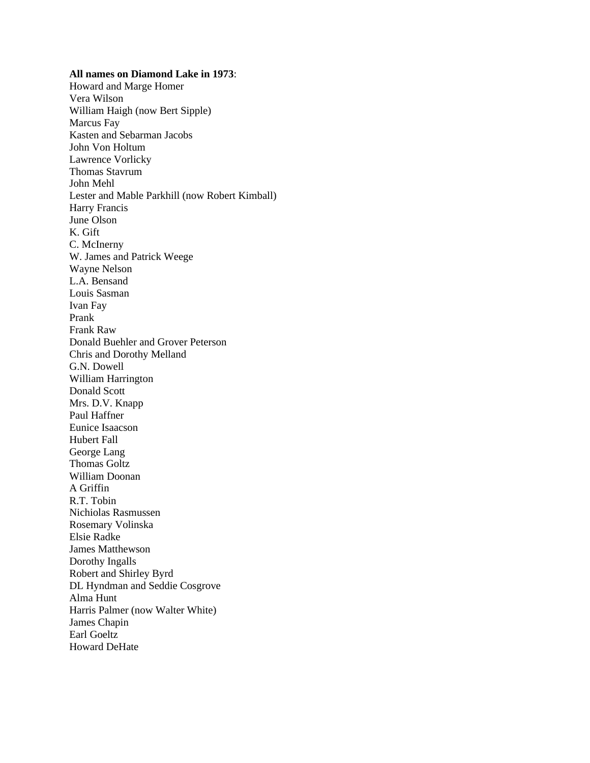**All names on Diamond Lake in 1973**:

Howard and Marge Homer
Vera Wilson
William Haigh (now Bert Sipple)
Marcus Fay
Kasten and Sebarman Jacobs
John Von Holtum
Lawrence Vorlicky
Thomas Stavrum
John Mehl
Lester and Mable Parkhill (now Robert Kimball)
Harry Francis
June Olson
K. Gift
C. McInerny
W. James and Patrick Weege
Wayne Nelson
L.A. Bensand
Louis Sasman
Ivan Fay
Prank
Frank Raw
Donald Buehler and Grover Peterson
Chris and Dorothy Melland
G.N. Dowell
William Harrington
Donald Scott
Mrs. D.V. Knapp
Paul Haffner
Eunice Isaacson
Hubert Fall
George Lang
Thomas Goltz
William Doonan
A Griffin
R.T. Tobin
Nichiolas Rasmussen
Rosemary Volinska
Elsie Radke
James Matthewson
Dorothy Ingalls
Robert and Shirley Byrd
DL Hyndman and Seddie Cosgrove
Alma Hunt
Harris Palmer (now Walter White)
James Chapin
Earl Goeltz
Howard DeHate